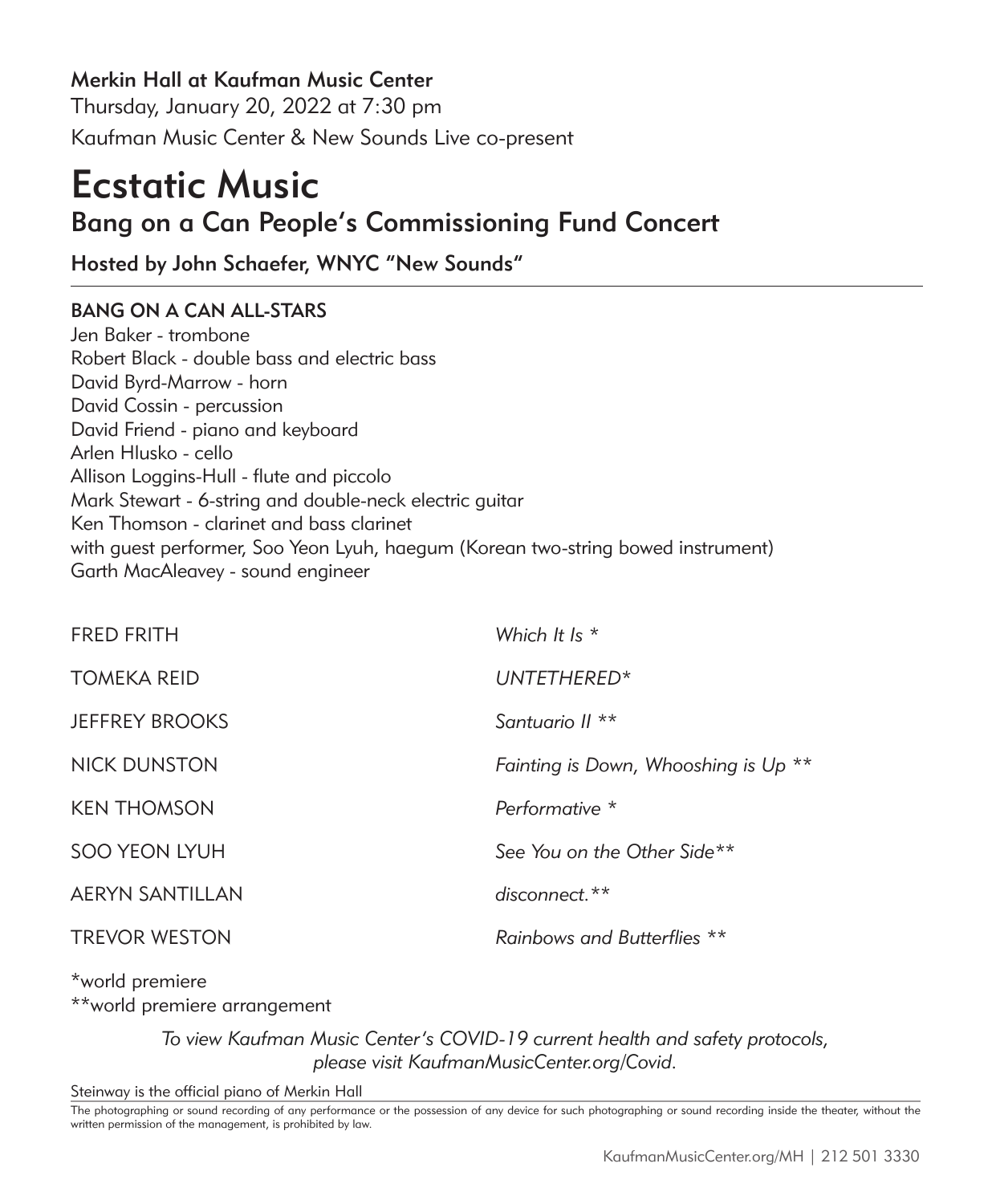**Merkin Hall at Kaufman Music Center**

Thursday, January 20, 2022 at 7:30 pm

Kaufman Music Center & New Sounds Live co-present

# Ecstatic Music

## Bang on a Can People's Commissioning Fund Concert

**Hosted by John Schaefer, WNYC "New Sounds"**

---

**BANG ON A CAN ALL-STARS**

Jen Baker - trombone
Robert Black - double bass and electric bass
David Byrd-Marrow - horn
David Cossin - percussion
David Friend - piano and keyboard
Arlen Hlusko - cello
Allison Loggins-Hull - flute and piccolo
Mark Stewart - 6-string and double-neck electric guitar
Ken Thomson - clarinet and bass clarinet
with guest performer, Soo Yeon Lyuh, haegum (Korean two-string bowed instrument)
Garth MacAleavey - sound engineer

| | |
|---|---|
| FRED FRITH | *Which It Is* * |
| TOMEKA REID | *UNTETHERED** |
| JEFFREY BROOKS | *Santuario II* ** |
| NICK DUNSTON | *Fainting is Down, Whooshing is Up* ** |
| KEN THOMSON | *Performative* * |
| SOO YEON LYUH | *See You on the Other Side*** |
| AERYN SANTILLAN | *disconnect.*** |
| TREVOR WESTON | *Rainbows and Butterflies* ** |

*world premiere
**world premiere arrangement

*To view Kaufman Music Center's COVID-19 current health and safety protocols, please visit KaufmanMusicCenter.org/Covid.*

Steinway is the official piano of Merkin Hall

The photographing or sound recording of any performance or the possession of any device for such photographing or sound recording inside the theater, without the written permission of the management, is prohibited by law.

KaufmanMusicCenter.org/MH | 212 501 3330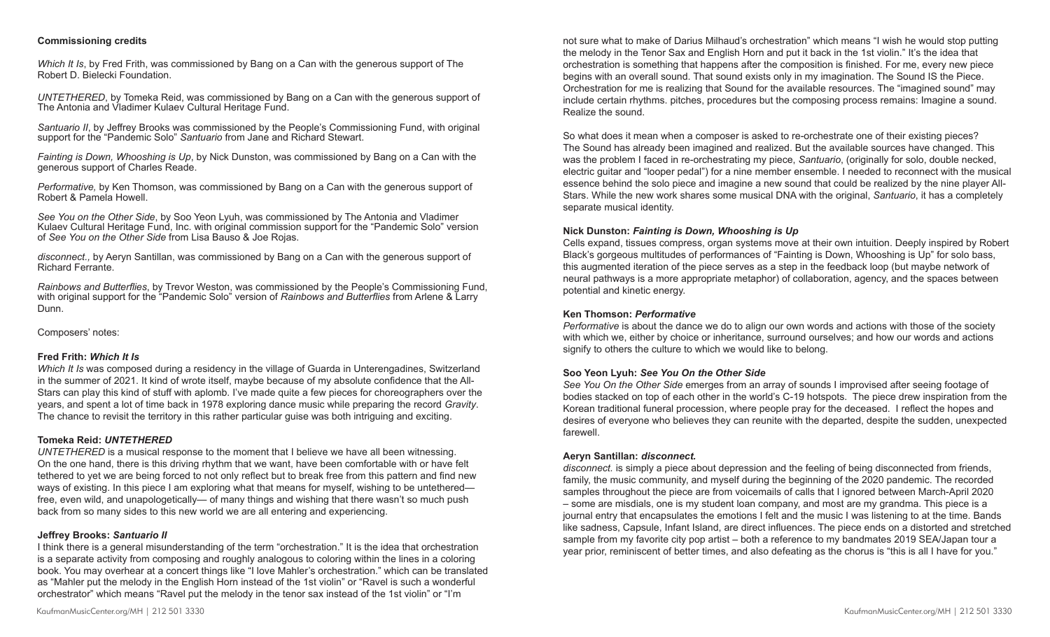**Commissioning credits**

*Which It Is*, by Fred Frith, was commissioned by Bang on a Can with the generous support of The Robert D. Bielecki Foundation.

*UNTETHERED*, by Tomeka Reid, was commissioned by Bang on a Can with the generous support of The Antonia and Vladimer Kulaev Cultural Heritage Fund.

*Santuario II*, by Jeffrey Brooks was commissioned by the People's Commissioning Fund, with original support for the "Pandemic Solo" *Santuario* from Jane and Richard Stewart.

*Fainting is Down, Whooshing is Up*, by Nick Dunston, was commissioned by Bang on a Can with the generous support of Charles Reade.

*Performative,* by Ken Thomson, was commissioned by Bang on a Can with the generous support of Robert & Pamela Howell.

*See You on the Other Side*, by Soo Yeon Lyuh, was commissioned by The Antonia and Vladimer Kulaev Cultural Heritage Fund, Inc. with original commission support for the "Pandemic Solo" version of *See You on the Other Side* from Lisa Bauso & Joe Rojas.

*disconnect.,* by Aeryn Santillan, was commissioned by Bang on a Can with the generous support of Richard Ferrante.

*Rainbows and Butterflies*, by Trevor Weston, was commissioned by the People's Commissioning Fund, with original support for the "Pandemic Solo" version of *Rainbows and Butterflies* from Arlene & Larry Dunn.

Composers' notes:

**Fred Frith: *Which It Is***

*Which It Is* was composed during a residency in the village of Guarda in Unterengadines, Switzerland in the summer of 2021. It kind of wrote itself, maybe because of my absolute confidence that the All-Stars can play this kind of stuff with aplomb. I've made quite a few pieces for choreographers over the years, and spent a lot of time back in 1978 exploring dance music while preparing the record *Gravity*. The chance to revisit the territory in this rather particular guise was both intriguing and exciting.

**Tomeka Reid: *UNTETHERED***

*UNTETHERED* is a musical response to the moment that I believe we have all been witnessing. On the one hand, there is this driving rhythm that we want, have been comfortable with or have felt tethered to yet we are being forced to not only reflect but to break free from this pattern and find new ways of existing. In this piece I am exploring what that means for myself, wishing to be untethered— free, even wild, and unapologetically— of many things and wishing that there wasn't so much push back from so many sides to this new world we are all entering and experiencing.

**Jeffrey Brooks: *Santuario II***

I think there is a general misunderstanding of the term "orchestration." It is the idea that orchestration is a separate activity from composing and roughly analogous to coloring within the lines in a coloring book. You may overhear at a concert things like "I love Mahler's orchestration." which can be translated as "Mahler put the melody in the English Horn instead of the 1st violin" or "Ravel is such a wonderful orchestrator" which means "Ravel put the melody in the tenor sax instead of the 1st violin" or "I'm not sure what to make of Darius Milhaud's orchestration" which means "I wish he would stop putting the melody in the Tenor Sax and English Horn and put it back in the 1st violin." It's the idea that orchestration is something that happens after the composition is finished. For me, every new piece begins with an overall sound. That sound exists only in my imagination. The Sound IS the Piece. Orchestration for me is realizing that Sound for the available resources. The "imagined sound" may include certain rhythms. pitches, procedures but the composing process remains: Imagine a sound. Realize the sound.

So what does it mean when a composer is asked to re-orchestrate one of their existing pieces? The Sound has already been imagined and realized. But the available sources have changed. This was the problem I faced in re-orchestrating my piece, *Santuario*, (originally for solo, double necked, electric guitar and "looper pedal") for a nine member ensemble. I needed to reconnect with the musical essence behind the solo piece and imagine a new sound that could be realized by the nine player All-Stars. While the new work shares some musical DNA with the original, *Santuario*, it has a completely separate musical identity.

**Nick Dunston: *Fainting is Down, Whooshing is Up***

Cells expand, tissues compress, organ systems move at their own intuition. Deeply inspired by Robert Black's gorgeous multitudes of performances of "Fainting is Down, Whooshing is Up" for solo bass, this augmented iteration of the piece serves as a step in the feedback loop (but maybe network of neural pathways is a more appropriate metaphor) of collaboration, agency, and the spaces between potential and kinetic energy.

**Ken Thomson: *Performative***

*Performative* is about the dance we do to align our own words and actions with those of the society with which we, either by choice or inheritance, surround ourselves; and how our words and actions signify to others the culture to which we would like to belong.

**Soo Yeon Lyuh: *See You On the Other Side***

*See You On the Other Side* emerges from an array of sounds I improvised after seeing footage of bodies stacked on top of each other in the world's C-19 hotspots. The piece drew inspiration from the Korean traditional funeral procession, where people pray for the deceased. I reflect the hopes and desires of everyone who believes they can reunite with the departed, despite the sudden, unexpected farewell.

**Aeryn Santillan: *disconnect.***

*disconnect.* is simply a piece about depression and the feeling of being disconnected from friends, family, the music community, and myself during the beginning of the 2020 pandemic. The recorded samples throughout the piece are from voicemails of calls that I ignored between March-April 2020 – some are misdials, one is my student loan company, and most are my grandma. This piece is a journal entry that encapsulates the emotions I felt and the music I was listening to at the time. Bands like sadness, Capsule, Infant Island, are direct influences. The piece ends on a distorted and stretched sample from my favorite city pop artist – both a reference to my bandmates 2019 SEA/Japan tour a year prior, reminiscent of better times, and also defeating as the chorus is "this is all I have for you."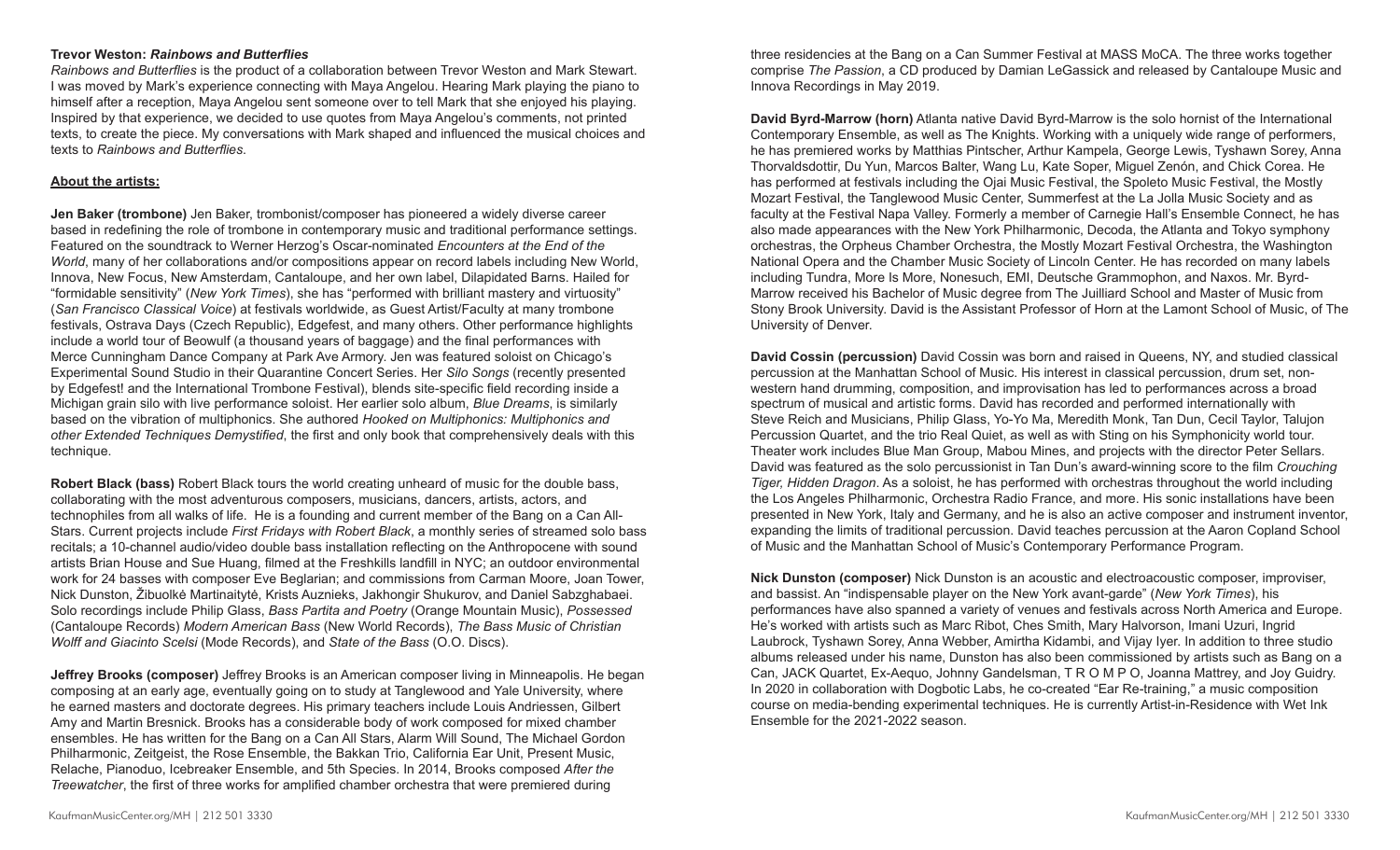**Trevor Weston: *Rainbows and Butterflies***

*Rainbows and Butterflies* is the product of a collaboration between Trevor Weston and Mark Stewart. I was moved by Mark's experience connecting with Maya Angelou. Hearing Mark playing the piano to himself after a reception, Maya Angelou sent someone over to tell Mark that she enjoyed his playing. Inspired by that experience, we decided to use quotes from Maya Angelou's comments, not printed texts, to create the piece. My conversations with Mark shaped and influenced the musical choices and texts to *Rainbows and Butterflies*.

**About the artists:**

**Jen Baker (trombone)** Jen Baker, trombonist/composer has pioneered a widely diverse career based in redefining the role of trombone in contemporary music and traditional performance settings. Featured on the soundtrack to Werner Herzog's Oscar-nominated *Encounters at the End of the World*, many of her collaborations and/or compositions appear on record labels including New World, Innova, New Focus, New Amsterdam, Cantaloupe, and her own label, Dilapidated Barns. Hailed for "formidable sensitivity" (*New York Times*), she has "performed with brilliant mastery and virtuosity" (*San Francisco Classical Voice*) at festivals worldwide, as Guest Artist/Faculty at many trombone festivals, Ostrava Days (Czech Republic), Edgefest, and many others. Other performance highlights include a world tour of Beowulf (a thousand years of baggage) and the final performances with Merce Cunningham Dance Company at Park Ave Armory. Jen was featured soloist on Chicago's Experimental Sound Studio in their Quarantine Concert Series. Her *Silo Songs* (recently presented by Edgefest! and the International Trombone Festival), blends site-specific field recording inside a Michigan grain silo with live performance soloist. Her earlier solo album, *Blue Dreams*, is similarly based on the vibration of multiphonics. She authored *Hooked on Multiphonics: Multiphonics and other Extended Techniques Demystified*, the first and only book that comprehensively deals with this technique.

**Robert Black (bass)** Robert Black tours the world creating unheard of music for the double bass, collaborating with the most adventurous composers, musicians, dancers, artists, actors, and technophiles from all walks of life. He is a founding and current member of the Bang on a Can All-Stars. Current projects include *First Fridays with Robert Black*, a monthly series of streamed solo bass recitals; a 10-channel audio/video double bass installation reflecting on the Anthropocene with sound artists Brian House and Sue Huang, filmed at the Freshkills landfill in NYC; an outdoor environmental work for 24 basses with composer Eve Beglarian; and commissions from Carman Moore, Joan Tower, Nick Dunston, Žibuolkė Martinaitytė, Krists Auznieks, Jakhongir Shukurov, and Daniel Sabzghabaei. Solo recordings include Philip Glass, *Bass Partita and Poetry* (Orange Mountain Music), *Possessed* (Cantaloupe Records) *Modern American Bass* (New World Records), *The Bass Music of Christian Wolff and Giacinto Scelsi* (Mode Records), and *State of the Bass* (O.O. Discs).

**Jeffrey Brooks (composer)** Jeffrey Brooks is an American composer living in Minneapolis. He began composing at an early age, eventually going on to study at Tanglewood and Yale University, where he earned masters and doctorate degrees. His primary teachers include Louis Andriessen, Gilbert Amy and Martin Bresnick. Brooks has a considerable body of work composed for mixed chamber ensembles. He has written for the Bang on a Can All Stars, Alarm Will Sound, The Michael Gordon Philharmonic, Zeitgeist, the Rose Ensemble, the Bakkan Trio, California Ear Unit, Present Music, Relache, Pianoduo, Icebreaker Ensemble, and 5th Species. In 2014, Brooks composed *After the Treewatcher*, the first of three works for amplified chamber orchestra that were premiered during three residencies at the Bang on a Can Summer Festival at MASS MoCA. The three works together comprise *The Passion*, a CD produced by Damian LeGassick and released by Cantaloupe Music and Innova Recordings in May 2019.

**David Byrd-Marrow (horn)** Atlanta native David Byrd-Marrow is the solo hornist of the International Contemporary Ensemble, as well as The Knights. Working with a uniquely wide range of performers, he has premiered works by Matthias Pintscher, Arthur Kampela, George Lewis, Tyshawn Sorey, Anna Thorvaldsdottir, Du Yun, Marcos Balter, Wang Lu, Kate Soper, Miguel Zenón, and Chick Corea. He has performed at festivals including the Ojai Music Festival, the Spoleto Music Festival, the Mostly Mozart Festival, the Tanglewood Music Center, Summerfest at the La Jolla Music Society and as faculty at the Festival Napa Valley. Formerly a member of Carnegie Hall's Ensemble Connect, he has also made appearances with the New York Philharmonic, Decoda, the Atlanta and Tokyo symphony orchestras, the Orpheus Chamber Orchestra, the Mostly Mozart Festival Orchestra, the Washington National Opera and the Chamber Music Society of Lincoln Center. He has recorded on many labels including Tundra, More Is More, Nonesuch, EMI, Deutsche Grammophon, and Naxos. Mr. Byrd-Marrow received his Bachelor of Music degree from The Juilliard School and Master of Music from Stony Brook University. David is the Assistant Professor of Horn at the Lamont School of Music, of The University of Denver.

**David Cossin (percussion)** David Cossin was born and raised in Queens, NY, and studied classical percussion at the Manhattan School of Music. His interest in classical percussion, drum set, non-western hand drumming, composition, and improvisation has led to performances across a broad spectrum of musical and artistic forms. David has recorded and performed internationally with Steve Reich and Musicians, Philip Glass, Yo-Yo Ma, Meredith Monk, Tan Dun, Cecil Taylor, Talujon Percussion Quartet, and the trio Real Quiet, as well as with Sting on his Symphonicity world tour. Theater work includes Blue Man Group, Mabou Mines, and projects with the director Peter Sellars. David was featured as the solo percussionist in Tan Dun's award-winning score to the film *Crouching Tiger, Hidden Dragon*. As a soloist, he has performed with orchestras throughout the world including the Los Angeles Philharmonic, Orchestra Radio France, and more. His sonic installations have been presented in New York, Italy and Germany, and he is also an active composer and instrument inventor, expanding the limits of traditional percussion. David teaches percussion at the Aaron Copland School of Music and the Manhattan School of Music's Contemporary Performance Program.

**Nick Dunston (composer)** Nick Dunston is an acoustic and electroacoustic composer, improviser, and bassist. An "indispensable player on the New York avant-garde" (*New York Times*), his performances have also spanned a variety of venues and festivals across North America and Europe. He's worked with artists such as Marc Ribot, Ches Smith, Mary Halvorson, Imani Uzuri, Ingrid Laubrock, Tyshawn Sorey, Anna Webber, Amirtha Kidambi, and Vijay Iyer. In addition to three studio albums released under his name, Dunston has also been commissioned by artists such as Bang on a Can, JACK Quartet, Ex-Aequo, Johnny Gandelsman, T R O M P O, Joanna Mattrey, and Joy Guidry. In 2020 in collaboration with Dogbotic Labs, he co-created "Ear Re-training," a music composition course on media-bending experimental techniques. He is currently Artist-in-Residence with Wet Ink Ensemble for the 2021-2022 season.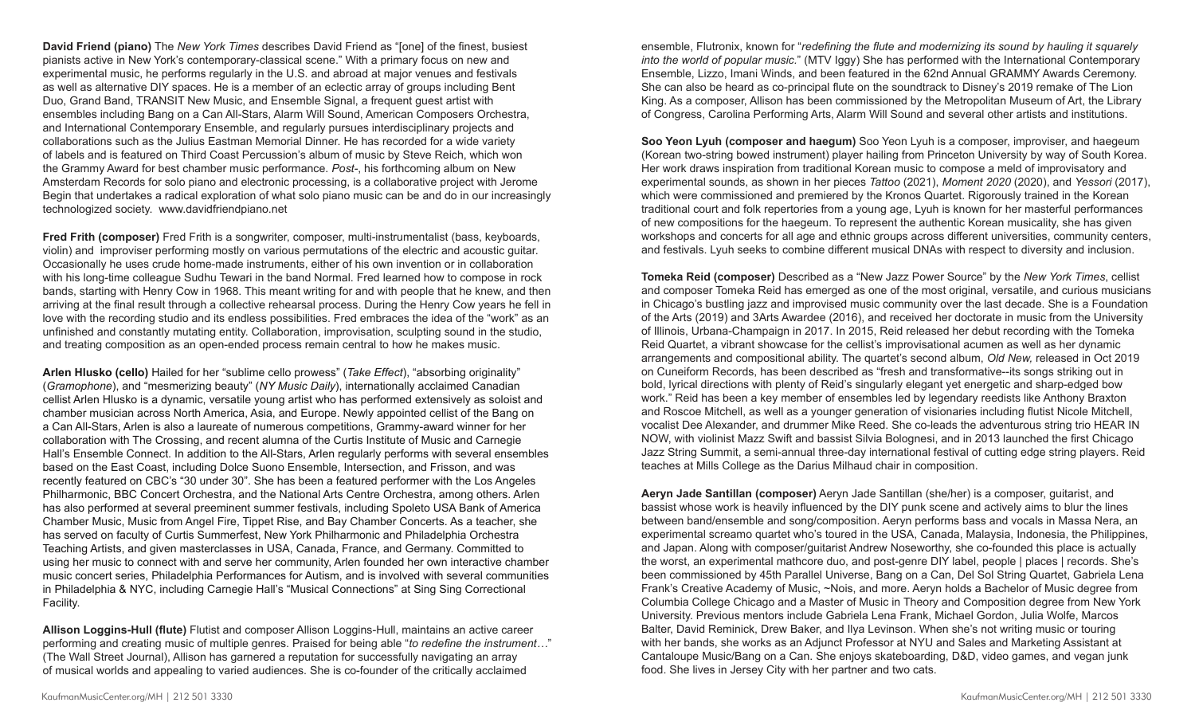**David Friend (piano)** The *New York Times* describes David Friend as "[one] of the finest, busiest pianists active in New York's contemporary-classical scene." With a primary focus on new and experimental music, he performs regularly in the U.S. and abroad at major venues and festivals as well as alternative DIY spaces. He is a member of an eclectic array of groups including Bent Duo, Grand Band, TRANSIT New Music, and Ensemble Signal, a frequent guest artist with ensembles including Bang on a Can All-Stars, Alarm Will Sound, American Composers Orchestra, and International Contemporary Ensemble, and regularly pursues interdisciplinary projects and collaborations such as the Julius Eastman Memorial Dinner. He has recorded for a wide variety of labels and is featured on Third Coast Percussion's album of music by Steve Reich, which won the Grammy Award for best chamber music performance. *Post-*, his forthcoming album on New Amsterdam Records for solo piano and electronic processing, is a collaborative project with Jerome Begin that undertakes a radical exploration of what solo piano music can be and do in our increasingly technologized society. www.davidfriendpiano.net

**Fred Frith (composer)** Fred Frith is a songwriter, composer, multi-instrumentalist (bass, keyboards, violin) and improviser performing mostly on various permutations of the electric and acoustic guitar. Occasionally he uses crude home-made instruments, either of his own invention or in collaboration with his long-time colleague Sudhu Tewari in the band Normal. Fred learned how to compose in rock bands, starting with Henry Cow in 1968. This meant writing for and with people that he knew, and then arriving at the final result through a collective rehearsal process. During the Henry Cow years he fell in love with the recording studio and its endless possibilities. Fred embraces the idea of the "work" as an unfinished and constantly mutating entity. Collaboration, improvisation, sculpting sound in the studio, and treating composition as an open-ended process remain central to how he makes music.

**Arlen Hlusko (cello)** Hailed for her "sublime cello prowess" (*Take Effect*), "absorbing originality" (*Gramophone*), and "mesmerizing beauty" (*NY Music Daily*), internationally acclaimed Canadian cellist Arlen Hlusko is a dynamic, versatile young artist who has performed extensively as soloist and chamber musician across North America, Asia, and Europe. Newly appointed cellist of the Bang on a Can All-Stars, Arlen is also a laureate of numerous competitions, Grammy-award winner for her collaboration with The Crossing, and recent alumna of the Curtis Institute of Music and Carnegie Hall's Ensemble Connect. In addition to the All-Stars, Arlen regularly performs with several ensembles based on the East Coast, including Dolce Suono Ensemble, Intersection, and Frisson, and was recently featured on CBC's "30 under 30". She has been a featured performer with the Los Angeles Philharmonic, BBC Concert Orchestra, and the National Arts Centre Orchestra, among others. Arlen has also performed at several preeminent summer festivals, including Spoleto USA Bank of America Chamber Music, Music from Angel Fire, Tippet Rise, and Bay Chamber Concerts. As a teacher, she has served on faculty of Curtis Summerfest, New York Philharmonic and Philadelphia Orchestra Teaching Artists, and given masterclasses in USA, Canada, France, and Germany. Committed to using her music to connect with and serve her community, Arlen founded her own interactive chamber music concert series, Philadelphia Performances for Autism, and is involved with several communities in Philadelphia & NYC, including Carnegie Hall's "Musical Connections" at Sing Sing Correctional Facility.

**Allison Loggins-Hull (flute)** Flutist and composer Allison Loggins-Hull, maintains an active career performing and creating music of multiple genres. Praised for being able "*to redefine the instrument*…" (The Wall Street Journal), Allison has garnered a reputation for successfully navigating an array of musical worlds and appealing to varied audiences. She is co-founder of the critically acclaimed ensemble, Flutronix, known for "*redefining the flute and modernizing its sound by hauling it squarely into the world of popular music.*" (MTV Iggy) She has performed with the International Contemporary Ensemble, Lizzo, Imani Winds, and been featured in the 62nd Annual GRAMMY Awards Ceremony. She can also be heard as co-principal flute on the soundtrack to Disney's 2019 remake of The Lion King. As a composer, Allison has been commissioned by the Metropolitan Museum of Art, the Library of Congress, Carolina Performing Arts, Alarm Will Sound and several other artists and institutions.

**Soo Yeon Lyuh (composer and haegum)** Soo Yeon Lyuh is a composer, improviser, and haegeum (Korean two-string bowed instrument) player hailing from Princeton University by way of South Korea. Her work draws inspiration from traditional Korean music to compose a meld of improvisatory and experimental sounds, as shown in her pieces *Tattoo* (2021), *Moment 2020* (2020), and *Yessori* (2017), which were commissioned and premiered by the Kronos Quartet. Rigorously trained in the Korean traditional court and folk repertories from a young age, Lyuh is known for her masterful performances of new compositions for the haegeum. To represent the authentic Korean musicality, she has given workshops and concerts for all age and ethnic groups across different universities, community centers, and festivals. Lyuh seeks to combine different musical DNAs with respect to diversity and inclusion.

**Tomeka Reid (composer)** Described as a "New Jazz Power Source" by the *New York Times*, cellist and composer Tomeka Reid has emerged as one of the most original, versatile, and curious musicians in Chicago's bustling jazz and improvised music community over the last decade. She is a Foundation of the Arts (2019) and 3Arts Awardee (2016), and received her doctorate in music from the University of Illinois, Urbana-Champaign in 2017. In 2015, Reid released her debut recording with the Tomeka Reid Quartet, a vibrant showcase for the cellist's improvisational acumen as well as her dynamic arrangements and compositional ability. The quartet's second album, *Old New,* released in Oct 2019 on Cuneiform Records, has been described as "fresh and transformative--its songs striking out in bold, lyrical directions with plenty of Reid's singularly elegant yet energetic and sharp-edged bow work." Reid has been a key member of ensembles led by legendary reedists like Anthony Braxton and Roscoe Mitchell, as well as a younger generation of visionaries including flutist Nicole Mitchell, vocalist Dee Alexander, and drummer Mike Reed. She co-leads the adventurous string trio HEAR IN NOW, with violinist Mazz Swift and bassist Silvia Bolognesi, and in 2013 launched the first Chicago Jazz String Summit, a semi-annual three-day international festival of cutting edge string players. Reid teaches at Mills College as the Darius Milhaud chair in composition.

**Aeryn Jade Santillan (composer)** Aeryn Jade Santillan (she/her) is a composer, guitarist, and bassist whose work is heavily influenced by the DIY punk scene and actively aims to blur the lines between band/ensemble and song/composition. Aeryn performs bass and vocals in Massa Nera, an experimental screamo quartet who's toured in the USA, Canada, Malaysia, Indonesia, the Philippines, and Japan. Along with composer/guitarist Andrew Noseworthy, she co-founded this place is actually the worst, an experimental mathcore duo, and post-genre DIY label, people | places | records. She's been commissioned by 45th Parallel Universe, Bang on a Can, Del Sol String Quartet, Gabriela Lena Frank's Creative Academy of Music, ~Nois, and more. Aeryn holds a Bachelor of Music degree from Columbia College Chicago and a Master of Music in Theory and Composition degree from New York University. Previous mentors include Gabriela Lena Frank, Michael Gordon, Julia Wolfe, Marcos Balter, David Reminick, Drew Baker, and Ilya Levinson. When she's not writing music or touring with her bands, she works as an Adjunct Professor at NYU and Sales and Marketing Assistant at Cantaloupe Music/Bang on a Can. She enjoys skateboarding, D&D, video games, and vegan junk food. She lives in Jersey City with her partner and two cats.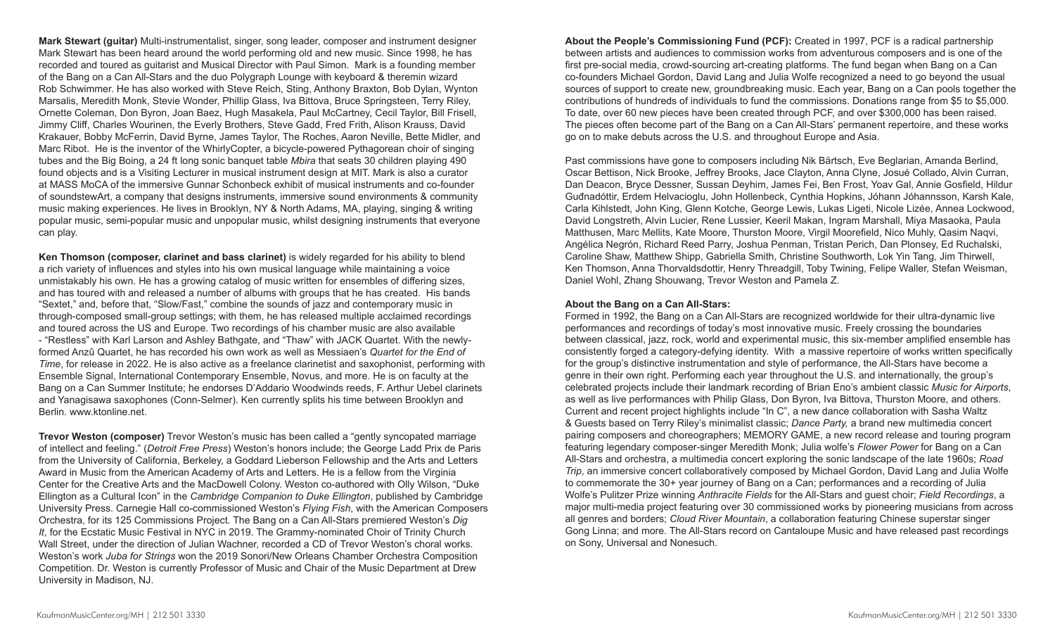**Mark Stewart (guitar)** Multi-instrumentalist, singer, song leader, composer and instrument designer Mark Stewart has been heard around the world performing old and new music. Since 1998, he has recorded and toured as guitarist and Musical Director with Paul Simon. Mark is a founding member of the Bang on a Can All-Stars and the duo Polygraph Lounge with keyboard & theremin wizard Rob Schwimmer. He has also worked with Steve Reich, Sting, Anthony Braxton, Bob Dylan, Wynton Marsalis, Meredith Monk, Stevie Wonder, Phillip Glass, Iva Bittova, Bruce Springsteen, Terry Riley, Ornette Coleman, Don Byron, Joan Baez, Hugh Masakela, Paul McCartney, Cecil Taylor, Bill Frisell, Jimmy Cliff, Charles Wourinen, the Everly Brothers, Steve Gadd, Fred Frith, Alison Krauss, David Krakauer, Bobby McFerrin, David Byrne, James Taylor, The Roches, Aaron Neville, Bette Midler, and Marc Ribot. He is the inventor of the WhirlyCopter, a bicycle-powered Pythagorean choir of singing tubes and the Big Boing, a 24 ft long sonic banquet table *Mbira* that seats 30 children playing 490 found objects and is a Visiting Lecturer in musical instrument design at MIT. Mark is also a curator at MASS MoCA of the immersive Gunnar Schonbeck exhibit of musical instruments and co-founder of soundstewArt, a company that designs instruments, immersive sound environments & community music making experiences. He lives in Brooklyn, NY & North Adams, MA, playing, singing & writing popular music, semi-popular music and unpopular music, whilst designing instruments that everyone can play.

**Ken Thomson (composer, clarinet and bass clarinet)** is widely regarded for his ability to blend a rich variety of influences and styles into his own musical language while maintaining a voice unmistakably his own. He has a growing catalog of music written for ensembles of differing sizes, and has toured with and released a number of albums with groups that he has created. His bands "Sextet," and, before that, "Slow/Fast," combine the sounds of jazz and contemporary music in through-composed small-group settings; with them, he has released multiple acclaimed recordings and toured across the US and Europe. Two recordings of his chamber music are also available - "Restless" with Karl Larson and Ashley Bathgate, and "Thaw" with JACK Quartet. With the newly-formed Anzû Quartet, he has recorded his own work as well as Messiaen's *Quartet for the End of Time*, for release in 2022. He is also active as a freelance clarinetist and saxophonist, performing with Ensemble Signal, International Contemporary Ensemble, Novus, and more. He is on faculty at the Bang on a Can Summer Institute; he endorses D'Addario Woodwinds reeds, F. Arthur Uebel clarinets and Yanagisawa saxophones (Conn-Selmer). Ken currently splits his time between Brooklyn and Berlin. www.ktonline.net.

**Trevor Weston (composer)** Trevor Weston's music has been called a "gently syncopated marriage of intellect and feeling." (*Detroit Free Press*) Weston's honors include; the George Ladd Prix de Paris from the University of California, Berkeley, a Goddard Lieberson Fellowship and the Arts and Letters Award in Music from the American Academy of Arts and Letters. He is a fellow from the Virginia Center for the Creative Arts and the MacDowell Colony. Weston co-authored with Olly Wilson, "Duke Ellington as a Cultural Icon" in the *Cambridge Companion to Duke Ellington*, published by Cambridge University Press. Carnegie Hall co-commissioned Weston's *Flying Fish*, with the American Composers Orchestra, for its 125 Commissions Project. The Bang on a Can All-Stars premiered Weston's *Dig It*, for the Ecstatic Music Festival in NYC in 2019. The Grammy-nominated Choir of Trinity Church Wall Street, under the direction of Julian Wachner, recorded a CD of Trevor Weston's choral works. Weston's work *Juba for Strings* won the 2019 Sonori/New Orleans Chamber Orchestra Composition Competition. Dr. Weston is currently Professor of Music and Chair of the Music Department at Drew University in Madison, NJ.

**About the People's Commissioning Fund (PCF):** Created in 1997, PCF is a radical partnership between artists and audiences to commission works from adventurous composers and is one of the first pre-social media, crowd-sourcing art-creating platforms. The fund began when Bang on a Can co-founders Michael Gordon, David Lang and Julia Wolfe recognized a need to go beyond the usual sources of support to create new, groundbreaking music. Each year, Bang on a Can pools together the contributions of hundreds of individuals to fund the commissions. Donations range from $5 to $5,000. To date, over 60 new pieces have been created through PCF, and over $300,000 has been raised. The pieces often become part of the Bang on a Can All-Stars' permanent repertoire, and these works go on to make debuts across the U.S. and throughout Europe and Asia.

Past commissions have gone to composers including Nik Bärtsch, Eve Beglarian, Amanda Berlind, Oscar Bettison, Nick Brooke, Jeffrey Brooks, Jace Clayton, Anna Clyne, Josué Collado, Alvin Curran, Dan Deacon, Bryce Dessner, Sussan Deyhim, James Fei, Ben Frost, Yoav Gal, Annie Gosfield, Hildur Guđnadóttir, Erdem Helvacioglu, John Hollenbeck, Cynthia Hopkins, Jóhann Jóhannsson, Karsh Kale, Carla Kihlstedt, John King, Glenn Kotche, George Lewis, Lukas Ligeti, Nicole Lizée, Annea Lockwood, David Longstreth, Alvin Lucier, Rene Lussier, Keeril Makan, Ingram Marshall, Miya Masaoka, Paula Matthusen, Marc Mellits, Kate Moore, Thurston Moore, Virgil Moorefield, Nico Muhly, Qasim Naqvi, Angélica Negrón, Richard Reed Parry, Joshua Penman, Tristan Perich, Dan Plonsey, Ed Ruchalski, Caroline Shaw, Matthew Shipp, Gabriella Smith, Christine Southworth, Lok Yin Tang, Jim Thirwell, Ken Thomson, Anna Thorvaldsdottir, Henry Threadgill, Toby Twining, Felipe Waller, Stefan Weisman, Daniel Wohl, Zhang Shouwang, Trevor Weston and Pamela Z.

**About the Bang on a Can All-Stars:**

Formed in 1992, the Bang on a Can All-Stars are recognized worldwide for their ultra-dynamic live performances and recordings of today's most innovative music. Freely crossing the boundaries between classical, jazz, rock, world and experimental music, this six-member amplified ensemble has consistently forged a category-defying identity. With a massive repertoire of works written specifically for the group's distinctive instrumentation and style of performance, the All-Stars have become a genre in their own right. Performing each year throughout the U.S. and internationally, the group's celebrated projects include their landmark recording of Brian Eno's ambient classic *Music for Airports*, as well as live performances with Philip Glass, Don Byron, Iva Bittova, Thurston Moore, and others. Current and recent project highlights include "In C", a new dance collaboration with Sasha Waltz & Guests based on Terry Riley's minimalist classic; *Dance Party,* a brand new multimedia concert pairing composers and choreographers; MEMORY GAME, a new record release and touring program featuring legendary composer-singer Meredith Monk; Julia wolfe's *Flower Power* for Bang on a Can All-Stars and orchestra, a multimedia concert exploring the sonic landscape of the late 1960s; *Road Trip*, an immersive concert collaboratively composed by Michael Gordon, David Lang and Julia Wolfe to commemorate the 30+ year journey of Bang on a Can; performances and a recording of Julia Wolfe's Pulitzer Prize winning *Anthracite Fields* for the All-Stars and guest choir; *Field Recordings*, a major multi-media project featuring over 30 commissioned works by pioneering musicians from across all genres and borders; *Cloud River Mountain*, a collaboration featuring Chinese superstar singer Gong Linna; and more. The All-Stars record on Cantaloupe Music and have released past recordings on Sony, Universal and Nonesuch.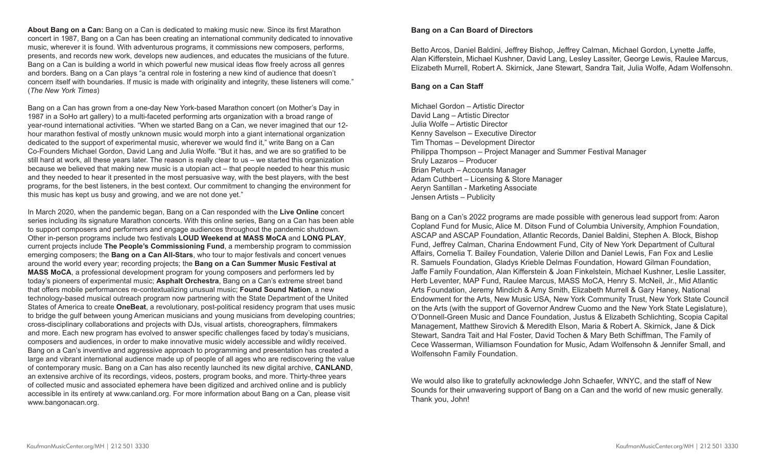**About Bang on a Can:** Bang on a Can is dedicated to making music new. Since its first Marathon concert in 1987, Bang on a Can has been creating an international community dedicated to innovative music, wherever it is found. With adventurous programs, it commissions new composers, performs, presents, and records new work, develops new audiences, and educates the musicians of the future. Bang on a Can is building a world in which powerful new musical ideas flow freely across all genres and borders. Bang on a Can plays "a central role in fostering a new kind of audience that doesn't concern itself with boundaries. If music is made with originality and integrity, these listeners will come." (*The New York Times*)

Bang on a Can has grown from a one-day New York-based Marathon concert (on Mother's Day in 1987 in a SoHo art gallery) to a multi-faceted performing arts organization with a broad range of year-round international activities. "When we started Bang on a Can, we never imagined that our 12-hour marathon festival of mostly unknown music would morph into a giant international organization dedicated to the support of experimental music, wherever we would find it," write Bang on a Can Co-Founders Michael Gordon, David Lang and Julia Wolfe. "But it has, and we are so gratified to be still hard at work, all these years later. The reason is really clear to us – we started this organization because we believed that making new music is a utopian act – that people needed to hear this music and they needed to hear it presented in the most persuasive way, with the best players, with the best programs, for the best listeners, in the best context. Our commitment to changing the environment for this music has kept us busy and growing, and we are not done yet."

In March 2020, when the pandemic began, Bang on a Can responded with the **Live Online** concert series including its signature Marathon concerts. With this online series, Bang on a Can has been able to support composers and performers and engage audiences throughout the pandemic shutdown. Other in-person programs include two festivals **LOUD Weekend at MASS MoCA** and **LONG PLAY**, current projects include **The People's Commissioning Fund**, a membership program to commission emerging composers; the **Bang on a Can All-Stars**, who tour to major festivals and concert venues around the world every year; recording projects; the **Bang on a Can Summer Music Festival at MASS MoCA**, a professional development program for young composers and performers led by today's pioneers of experimental music; **Asphalt Orchestra**, Bang on a Can's extreme street band that offers mobile performances re-contextualizing unusual music; **Found Sound Nation**, a new technology-based musical outreach program now partnering with the State Department of the United States of America to create **OneBeat**, a revolutionary, post-political residency program that uses music to bridge the gulf between young American musicians and young musicians from developing countries; cross-disciplinary collaborations and projects with DJs, visual artists, choreographers, filmmakers and more. Each new program has evolved to answer specific challenges faced by today's musicians, composers and audiences, in order to make innovative music widely accessible and wildly received. Bang on a Can's inventive and aggressive approach to programming and presentation has created a large and vibrant international audience made up of people of all ages who are rediscovering the value of contemporary music. Bang on a Can has also recently launched its new digital archive, **CANLAND**, an extensive archive of its recordings, videos, posters, program books, and more. Thirty-three years of collected music and associated ephemera have been digitized and archived online and is publicly accessible in its entirety at www.canland.org. For more information about Bang on a Can, please visit www.bangonacan.org.

**Bang on a Can Board of Directors**

Betto Arcos, Daniel Baldini, Jeffrey Bishop, Jeffrey Calman, Michael Gordon, Lynette Jaffe, Alan Kifferstein, Michael Kushner, David Lang, Lesley Lassiter, George Lewis, Raulee Marcus, Elizabeth Murrell, Robert A. Skirnick, Jane Stewart, Sandra Tait, Julia Wolfe, Adam Wolfensohn.

**Bang on a Can Staff**

Michael Gordon – Artistic Director
David Lang – Artistic Director
Julia Wolfe – Artistic Director
Kenny Savelson – Executive Director
Tim Thomas – Development Director
Philippa Thompson – Project Manager and Summer Festival Manager
Sruly Lazaros – Producer
Brian Petuch – Accounts Manager
Adam Cuthbert – Licensing & Store Manager
Aeryn Santillan - Marketing Associate
Jensen Artists – Publicity

Bang on a Can's 2022 programs are made possible with generous lead support from: Aaron Copland Fund for Music, Alice M. Ditson Fund of Columbia University, Amphion Foundation, ASCAP and ASCAP Foundation, Atlantic Records, Daniel Baldini, Stephen A. Block, Bishop Fund, Jeffrey Calman, Charina Endowment Fund, City of New York Department of Cultural Affairs, Cornelia T. Bailey Foundation, Valerie Dillon and Daniel Lewis, Fan Fox and Leslie R. Samuels Foundation, Gladys Krieble Delmas Foundation, Howard Gilman Foundation, Jaffe Family Foundation, Alan Kifferstein & Joan Finkelstein, Michael Kushner, Leslie Lassiter, Herb Leventer, MAP Fund, Raulee Marcus, MASS MoCA, Henry S. McNeil, Jr., Mid Atlantic Arts Foundation, Jeremy Mindich & Amy Smith, Elizabeth Murrell & Gary Haney, National Endowment for the Arts, New Music USA, New York Community Trust, New York State Council on the Arts (with the support of Governor Andrew Cuomo and the New York State Legislature), O'Donnell-Green Music and Dance Foundation, Justus & Elizabeth Schlichting, Scopia Capital Management, Matthew Sirovich & Meredith Elson, Maria & Robert A. Skirnick, Jane & Dick Stewart, Sandra Tait and Hal Foster, David Tochen & Mary Beth Schiffman, The Family of Cece Wasserman, Williamson Foundation for Music, Adam Wolfensohn & Jennifer Small, and Wolfensohn Family Foundation.

We would also like to gratefully acknowledge John Schaefer, WNYC, and the staff of New Sounds for their unwavering support of Bang on a Can and the world of new music generally. Thank you, John!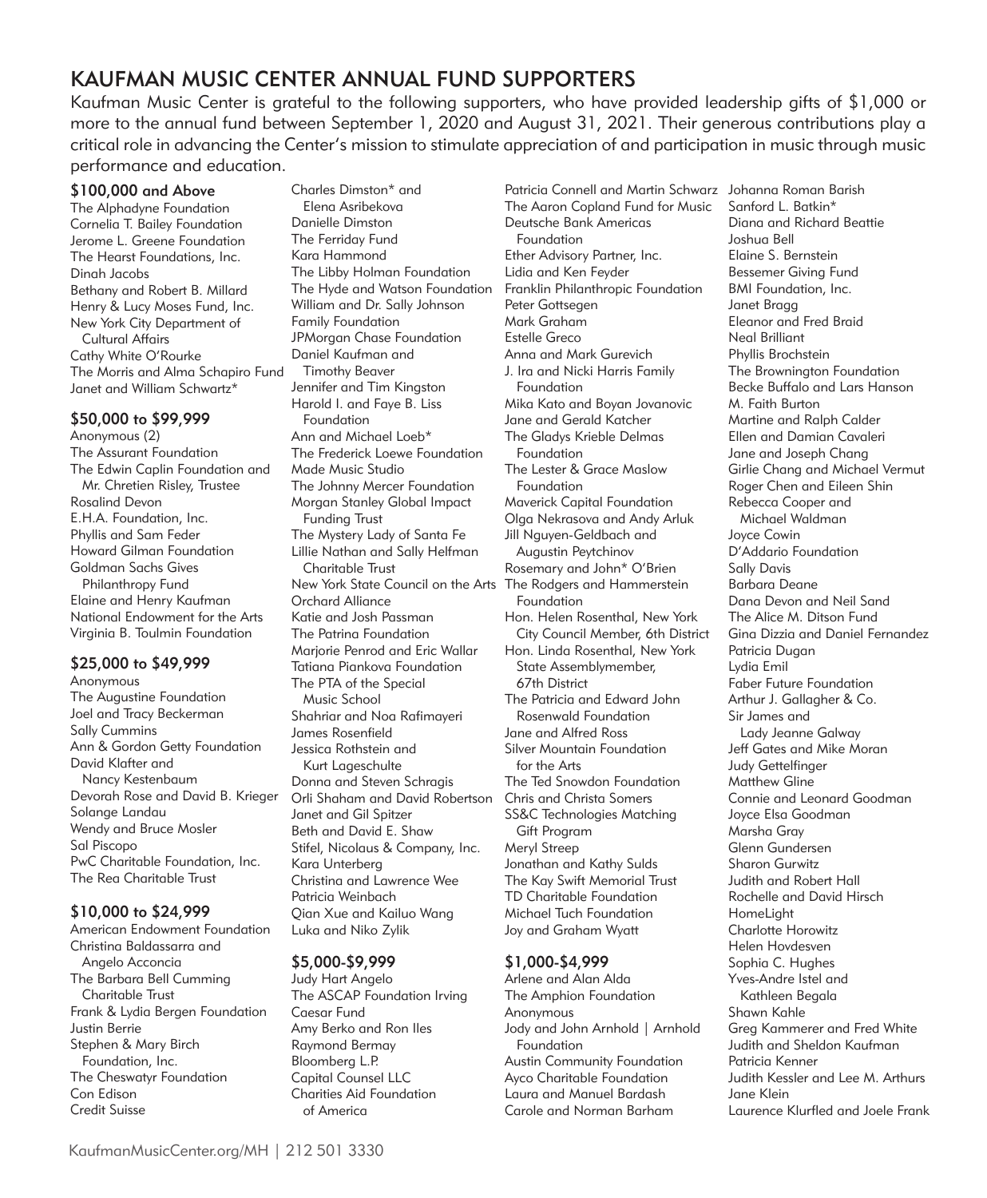# KAUFMAN MUSIC CENTER ANNUAL FUND SUPPORTERS

Kaufman Music Center is grateful to the following supporters, who have provided leadership gifts of $1,000 or more to the annual fund between September 1, 2020 and August 31, 2021. Their generous contributions play a critical role in advancing the Center's mission to stimulate appreciation of and participation in music through music performance and education.

### $100,000 and Above

The Alphadyne Foundation
Cornelia T. Bailey Foundation
Jerome L. Greene Foundation
The Hearst Foundations, Inc.
Dinah Jacobs
Bethany and Robert B. Millard
Henry & Lucy Moses Fund, Inc.
New York City Department of Cultural Affairs
Cathy White O'Rourke
The Morris and Alma Schapiro Fund
Janet and William Schwartz*

### $50,000 to $99,999

Anonymous (2)
The Assurant Foundation
The Edwin Caplin Foundation and Mr. Chretien Risley, Trustee
Rosalind Devon
E.H.A. Foundation, Inc.
Phyllis and Sam Feder
Howard Gilman Foundation
Goldman Sachs Gives Philanthropy Fund
Elaine and Henry Kaufman
National Endowment for the Arts
Virginia B. Toulmin Foundation

### $25,000 to $49,999

Anonymous
The Augustine Foundation
Joel and Tracy Beckerman
Sally Cummins
Ann & Gordon Getty Foundation
David Klafter and Nancy Kestenbaum
Devorah Rose and David B. Krieger
Solange Landau
Wendy and Bruce Mosler
Sal Piscopo
PwC Charitable Foundation, Inc.
The Rea Charitable Trust

### $10,000 to $24,999

American Endowment Foundation
Christina Baldassarra and Angelo Acconcia
The Barbara Bell Cumming Charitable Trust
Frank & Lydia Bergen Foundation
Justin Berrie
Stephen & Mary Birch Foundation, Inc.
The Cheswatyr Foundation
Con Edison
Credit Suisse
Charles Dimston* and Elena Asribekova
Danielle Dimston
The Ferriday Fund
Kara Hammond
The Libby Holman Foundation
The Hyde and Watson Foundation
William and Dr. Sally Johnson Family Foundation
JPMorgan Chase Foundation
Daniel Kaufman and Timothy Beaver
Jennifer and Tim Kingston
Harold I. and Faye B. Liss Foundation
Ann and Michael Loeb*
The Frederick Loewe Foundation
Made Music Studio
The Johnny Mercer Foundation
Morgan Stanley Global Impact Funding Trust
The Mystery Lady of Santa Fe
Lillie Nathan and Sally Helfman Charitable Trust
New York State Council on the Arts
Orchard Alliance
Katie and Josh Passman
The Patrina Foundation
Marjorie Penrod and Eric Wallar
Tatiana Piankova Foundation
The PTA of the Special Music School
Shahriar and Noa Rafimayeri
James Rosenfield
Jessica Rothstein and Kurt Lageschulte
Donna and Steven Schragis
Orli Shaham and David Robertson
Janet and Gil Spitzer
Beth and David E. Shaw
Stifel, Nicolaus & Company, Inc.
Kara Unterberg
Christina and Lawrence Wee
Patricia Weinbach
Qian Xue and Kailuo Wang
Luka and Niko Zylik

### $5,000-$9,999

Judy Hart Angelo
The ASCAP Foundation Irving Caesar Fund
Amy Berko and Ron Iles
Raymond Bermay
Bloomberg L.P.
Capital Counsel LLC
Charities Aid Foundation of America
Patricia Connell and Martin Schwarz
The Aaron Copland Fund for Music
Deutsche Bank Americas Foundation
Ether Advisory Partner, Inc.
Lidia and Ken Feyder
Franklin Philanthropic Foundation
Peter Gottsegen
Mark Graham
Estelle Greco
Anna and Mark Gurevich
J. Ira and Nicki Harris Family Foundation
Mika Kato and Boyan Jovanovic
Jane and Gerald Katcher
The Gladys Krieble Delmas Foundation
The Lester & Grace Maslow Foundation
Maverick Capital Foundation
Olga Nekrasova and Andy Arluk
Jill Nguyen-Geldbach and Augustin Peytchinov
Rosemary and John* O'Brien
The Rodgers and Hammerstein Foundation
Hon. Helen Rosenthal, New York City Council Member, 6th District
Hon. Linda Rosenthal, New York State Assemblymember, 67th District
The Patricia and Edward John Rosenwald Foundation
Jane and Alfred Ross
Silver Mountain Foundation for the Arts
The Ted Snowdon Foundation
Chris and Christa Somers
SS&C Technologies Matching Gift Program
Meryl Streep
Jonathan and Kathy Sulds
The Kay Swift Memorial Trust
TD Charitable Foundation
Michael Tuch Foundation
Joy and Graham Wyatt

### $1,000-$4,999

Arlene and Alan Alda
The Amphion Foundation
Anonymous
Jody and John Arnhold | Arnhold Foundation
Austin Community Foundation
Ayco Charitable Foundation
Laura and Manuel Bardash
Carole and Norman Barham
Johanna Roman Barish
Sanford L. Batkin*
Diana and Richard Beattie
Joshua Bell
Elaine S. Bernstein
Bessemer Giving Fund
BMI Foundation, Inc.
Janet Bragg
Eleanor and Fred Braid
Neal Brilliant
Phyllis Brochstein
The Brownington Foundation
Becke Buffalo and Lars Hanson
M. Faith Burton
Martine and Ralph Calder
Ellen and Damian Cavaleri
Jane and Joseph Chang
Girlie Chang and Michael Vermut
Roger Chen and Eileen Shin
Rebecca Cooper and Michael Waldman
Joyce Cowin
D'Addario Foundation
Sally Davis
Barbara Deane
Dana Devon and Neil Sand
The Alice M. Ditson Fund
Gina Dizzia and Daniel Fernandez
Patricia Dugan
Lydia Emil
Faber Future Foundation
Arthur J. Gallagher & Co.
Sir James and Lady Jeanne Galway
Jeff Gates and Mike Moran
Judy Gettelfinger
Matthew Gline
Connie and Leonard Goodman
Joyce Elsa Goodman
Marsha Gray
Glenn Gundersen
Sharon Gurwitz
Judith and Robert Hall
Rochelle and David Hirsch
HomeLight
Charlotte Horowitz
Helen Hovdesven
Sophia C. Hughes
Yves-Andre Istel and Kathleen Begala
Shawn Kahle
Greg Kammerer and Fred White
Judith and Sheldon Kaufman
Patricia Kenner
Judith Kessler and Lee M. Arthurs
Jane Klein
Laurence Klurfled and Joele Frank

KaufmanMusicCenter.org/MH | 212 501 3330